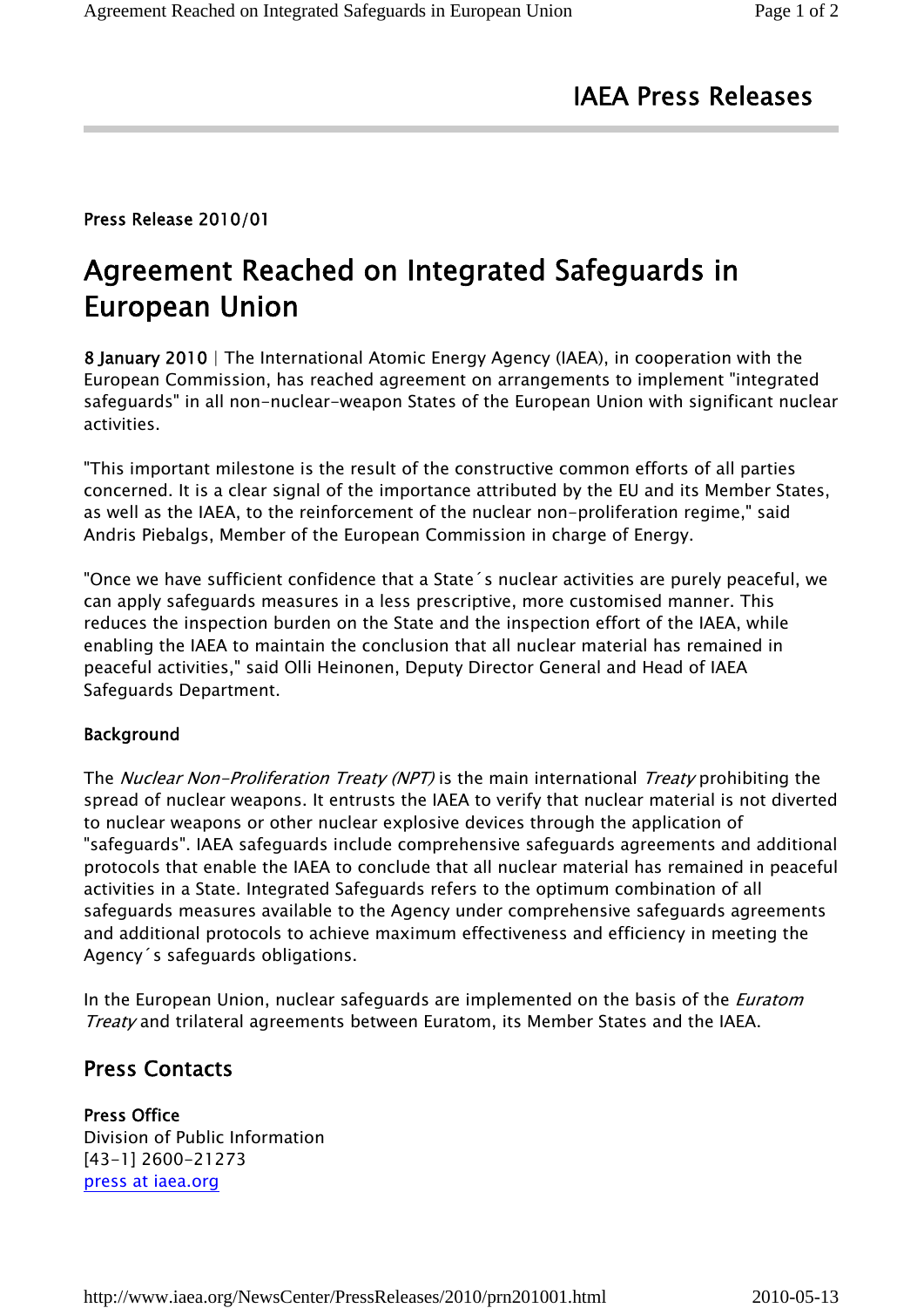IAEA Press Releases

**Press Release 2010/01**

# Agreement Reached on Integrated Safeguards in European Union

**8 January 2010** | The International Atomic Energy Agency (IAEA), in cooperation with the European Commission, has reached agreement on arrangements to implement "integrated safeguards" in all non-nuclear-weapon States of the European Union with significant nuclear activities.

"This important milestone is the result of the constructive common efforts of all parties concerned. It is a clear signal of the importance attributed by the EU and its Member States, as well as the IAEA, to the reinforcement of the nuclear non-proliferation regime," said Andris Piebalgs, Member of the European Commission in charge of Energy.

"Once we have sufficient confidence that a State´s nuclear activities are purely peaceful, we can apply safeguards measures in a less prescriptive, more customised manner. This reduces the inspection burden on the State and the inspection effort of the IAEA, while enabling the IAEA to maintain the conclusion that all nuclear material has remained in peaceful activities," said Olli Heinonen, Deputy Director General and Head of IAEA Safeguards Department.

### Background

The *Nuclear Non-Proliferation Treaty (NPT)* is the main international *Treaty* prohibiting the spread of nuclear weapons. It entrusts the IAEA to verify that nuclear material is not diverted to nuclear weapons or other nuclear explosive devices through the application of "safeguards". IAEA safeguards include comprehensive safeguards agreements and additional protocols that enable the IAEA to conclude that all nuclear material has remained in peaceful activities in a State. Integrated Safeguards refers to the optimum combination of all safeguards measures available to the Agency under comprehensive safeguards agreements and additional protocols to achieve maximum effectiveness and efficiency in meeting the Agency´s safeguards obligations.

In the European Union, nuclear safeguards are implemented on the basis of the *Euratom Treaty* and trilateral agreements between Euratom, its Member States and the IAEA.

## Press Contacts

**Press Office**
Division of Public Information
[43-1] 2600-21273
press at iaea.org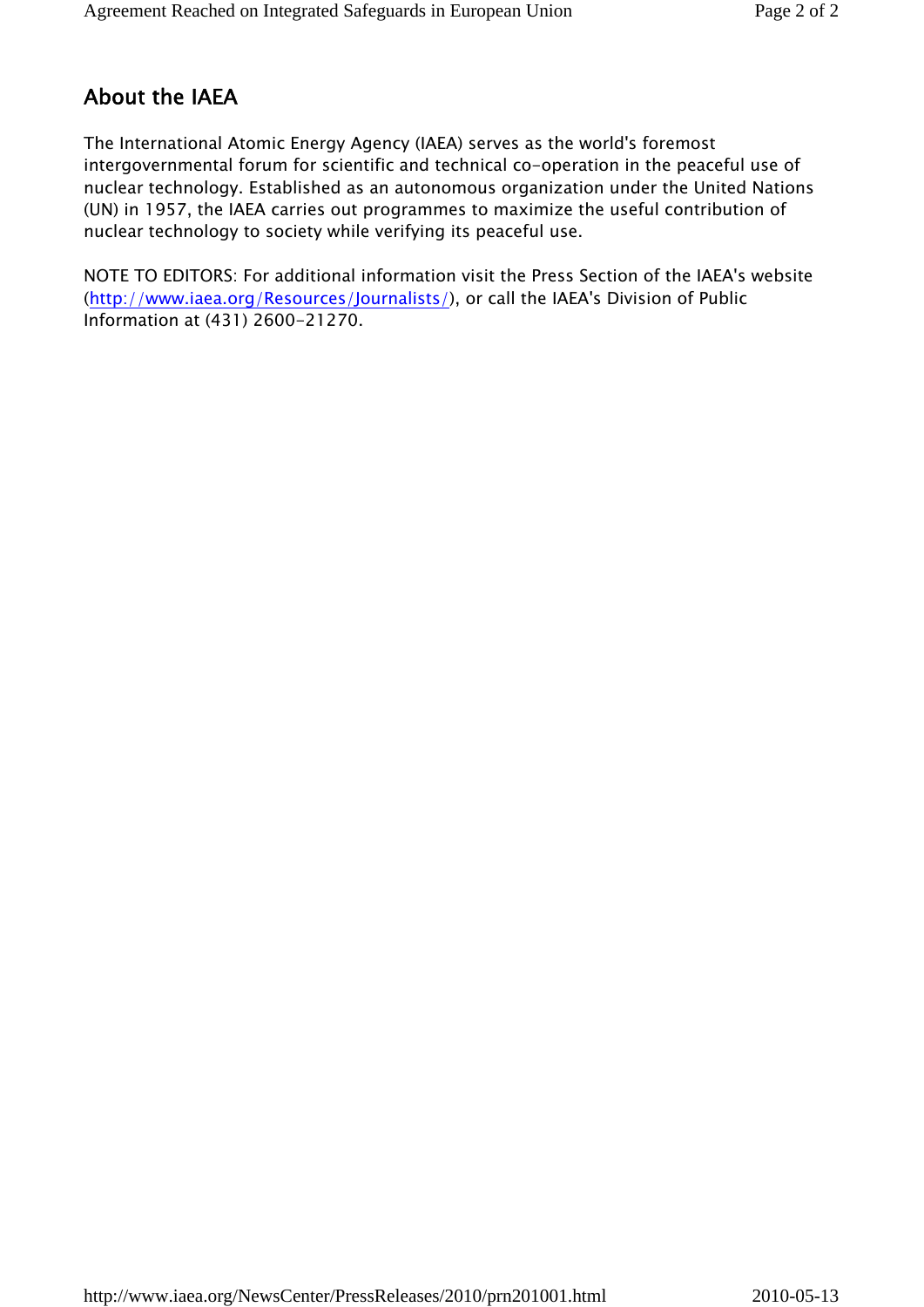## About the IAEA

The International Atomic Energy Agency (IAEA) serves as the world's foremost intergovernmental forum for scientific and technical co-operation in the peaceful use of nuclear technology. Established as an autonomous organization under the United Nations (UN) in 1957, the IAEA carries out programmes to maximize the useful contribution of nuclear technology to society while verifying its peaceful use.

NOTE TO EDITORS: For additional information visit the Press Section of the IAEA's website (http://www.iaea.org/Resources/Journalists/), or call the IAEA's Division of Public Information at (431) 2600-21270.